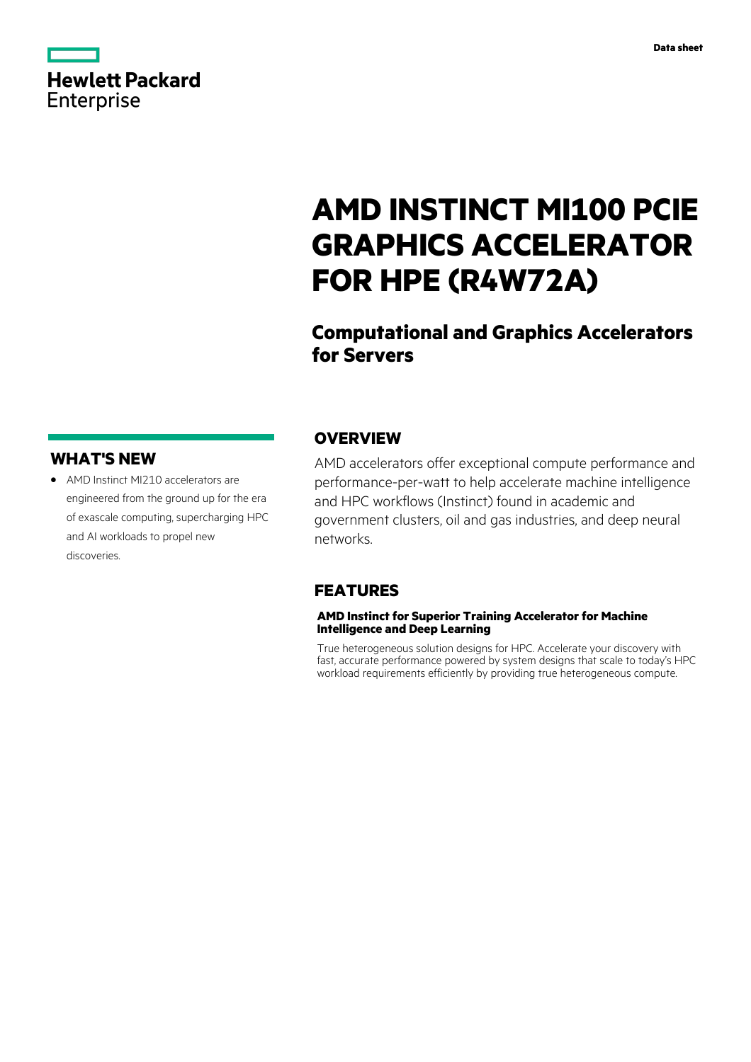Hewlett Packard Enterprise

Data sheet

# AMD INSTINCT MI100 PCIE GRAPHICS ACCELERATOR FOR HPE (R4W72A)

## Computational and Graphics Accelerators for Servers

## WHAT'S NEW

- AMD Instinct MI210 accelerators are engineered from the ground up for the era of exascale computing, supercharging HPC and AI workloads to propel new discoveries.

## OVERVIEW

AMD accelerators offer exceptional compute performance and performance-per-watt to help accelerate machine intelligence and HPC workflows (Instinct) found in academic and government clusters, oil and gas industries, and deep neural networks.

## FEATURES

### AMD Instinct for Superior Training Accelerator for Machine Intelligence and Deep Learning

True heterogeneous solution designs for HPC. Accelerate your discovery with fast, accurate performance powered by system designs that scale to today's HPC workload requirements efficiently by providing true heterogeneous compute.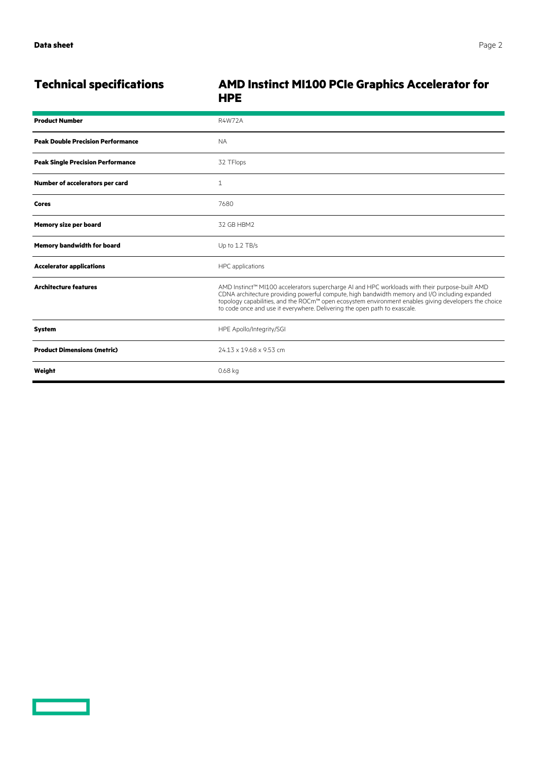## Technical specifications

## AMD Instinct MI100 PCIe Graphics Accelerator for HPE

| | |
|---|---|
| **Product Number** | R4W72A |
| **Peak Double Precision Performance** | NA |
| **Peak Single Precision Performance** | 32 TFlops |
| **Number of accelerators per card** | 1 |
| **Cores** | 7680 |
| **Memory size per board** | 32 GB HBM2 |
| **Memory bandwidth for board** | Up to 1.2 TB/s |
| **Accelerator applications** | HPC applications |
| **Architecture features** | AMD Instinct™ MI100 accelerators supercharge AI and HPC workloads with their purpose-built AMD CDNA architecture providing powerful compute, high bandwidth memory and I/O including expanded topology capabilities, and the ROCm™ open ecosystem environment enables giving developers the choice to code once and use it everywhere. Delivering the open path to exascale. |
| **System** | HPE Apollo/Integrity/SGI |
| **Product Dimensions (metric)** | 24.13 x 19.68 x 9.53 cm |
| **Weight** | 0.68 kg |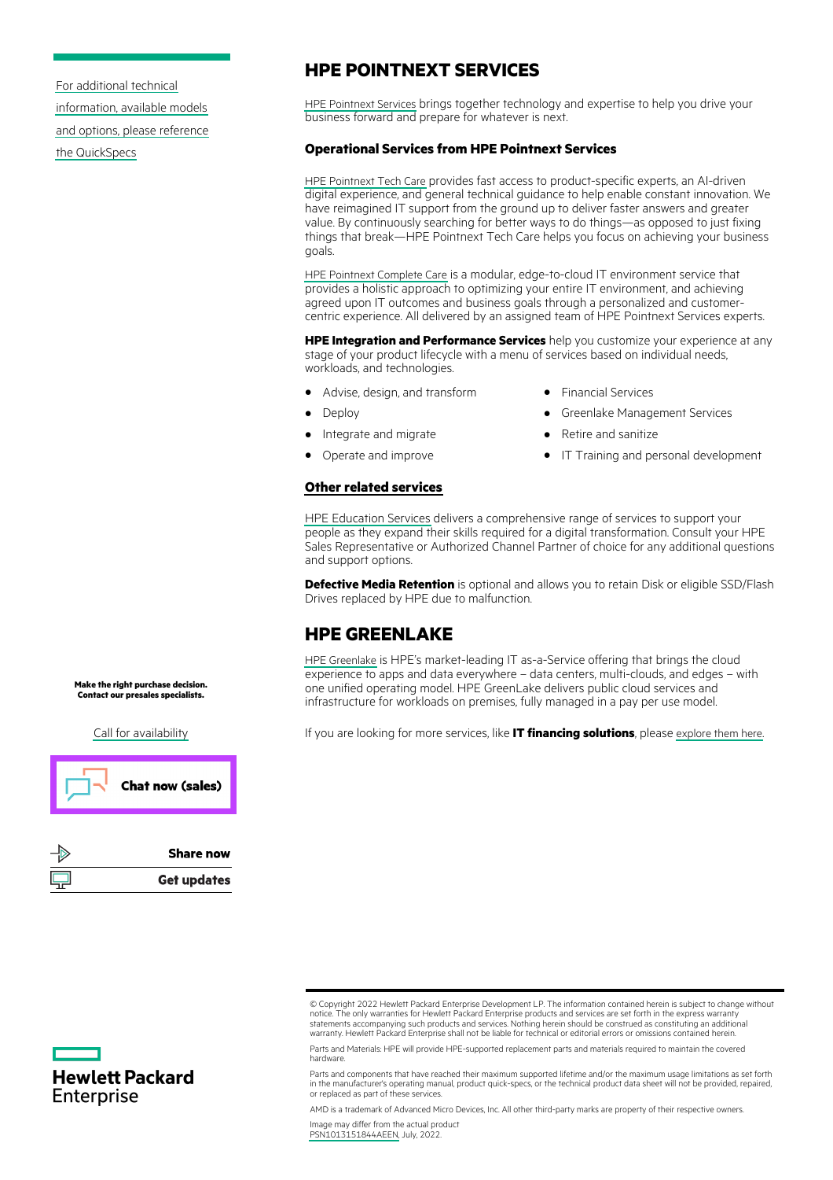For additional technical information, available models and options, please reference the QuickSpecs

# HPE POINTNEXT SERVICES

HPE Pointnext Services brings together technology and expertise to help you drive your business forward and prepare for whatever is next.

### Operational Services from HPE Pointnext Services

HPE Pointnext Tech Care provides fast access to product-specific experts, an AI-driven digital experience, and general technical guidance to help enable constant innovation. We have reimagined IT support from the ground up to deliver faster answers and greater value. By continuously searching for better ways to do things—as opposed to just fixing things that break—HPE Pointnext Tech Care helps you focus on achieving your business goals.

HPE Pointnext Complete Care is a modular, edge-to-cloud IT environment service that provides a holistic approach to optimizing your entire IT environment, and achieving agreed upon IT outcomes and business goals through a personalized and customer-centric experience. All delivered by an assigned team of HPE Pointnext Services experts.

**HPE Integration and Performance Services** help you customize your experience at any stage of your product lifecycle with a menu of services based on individual needs, workloads, and technologies.

- Advise, design, and transform
- Deploy
- Integrate and migrate
- Operate and improve
- Financial Services
- Greenlake Management Services
- Retire and sanitize
- IT Training and personal development

### Other related services

HPE Education Services delivers a comprehensive range of services to support your people as they expand their skills required for a digital transformation. Consult your HPE Sales Representative or Authorized Channel Partner of choice for any additional questions and support options.

**Defective Media Retention** is optional and allows you to retain Disk or eligible SSD/Flash Drives replaced by HPE due to malfunction.

# HPE GREENLAKE

HPE Greenlake is HPE's market-leading IT as-a-Service offering that brings the cloud experience to apps and data everywhere – data centers, multi-clouds, and edges – with one unified operating model. HPE GreenLake delivers public cloud services and infrastructure for workloads on premises, fully managed in a pay per use model.

If you are looking for more services, like **IT financing solutions**, please explore them here.

**Make the right purchase decision. Contact our presales specialists.**

Call for availability

**Chat now (sales)**

**Share now**

**Get updates**

© Copyright 2022 Hewlett Packard Enterprise Development LP. The information contained herein is subject to change without notice. The only warranties for Hewlett Packard Enterprise products and services are set forth in the express warranty statements accompanying such products and services. Nothing herein should be construed as constituting an additional warranty. Hewlett Packard Enterprise shall not be liable for technical or editorial errors or omissions contained herein.

Parts and Materials: HPE will provide HPE-supported replacement parts and materials required to maintain the covered hardware.

Parts and components that have reached their maximum supported lifetime and/or the maximum usage limitations as set forth in the manufacturer's operating manual, product quick-specs, or the technical product data sheet will not be provided, repaired, or replaced as part of these services.

AMD is a trademark of Advanced Micro Devices, Inc. All other third-party marks are property of their respective owners.

Image may differ from the actual product

PSN1013151844AEEN, July, 2022.

**Hewlett Packard Enterprise**